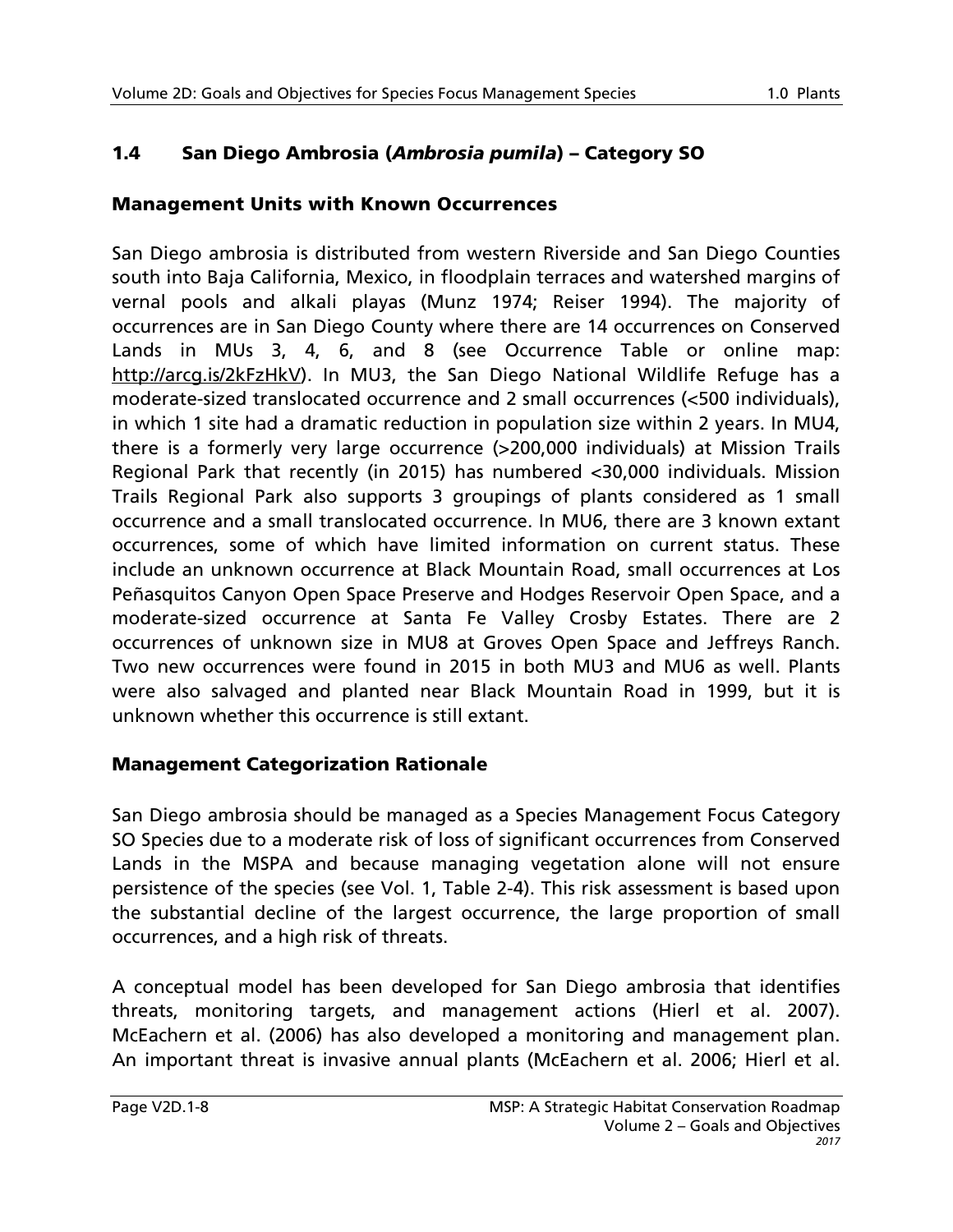## 1.4 San Diego Ambrosia (*Ambrosia pumila*) – Category SO

### Management Units with Known Occurrences

San Diego ambrosia is distributed from western Riverside and San Diego Counties south into Baja California, Mexico, in floodplain terraces and watershed margins of vernal pools and alkali playas (Munz 1974; Reiser 1994). The majority of occurrences are in San Diego County where there are 14 occurrences on Conserved Lands in MUs 3, 4, 6, and 8 (see Occurrence Table or online map: http://arcg.is/2kFzHkV). In MU3, the San Diego National Wildlife Refuge has a moderate-sized translocated occurrence and 2 small occurrences (<500 individuals), in which 1 site had a dramatic reduction in population size within 2 years. In MU4, there is a formerly very large occurrence (>200,000 individuals) at Mission Trails Regional Park that recently (in 2015) has numbered <30,000 individuals. Mission Trails Regional Park also supports 3 groupings of plants considered as 1 small occurrence and a small translocated occurrence. In MU6, there are 3 known extant occurrences, some of which have limited information on current status. These include an unknown occurrence at Black Mountain Road, small occurrences at Los Peñasquitos Canyon Open Space Preserve and Hodges Reservoir Open Space, and a moderate-sized occurrence at Santa Fe Valley Crosby Estates. There are 2 occurrences of unknown size in MU8 at Groves Open Space and Jeffreys Ranch. Two new occurrences were found in 2015 in both MU3 and MU6 as well. Plants were also salvaged and planted near Black Mountain Road in 1999, but it is unknown whether this occurrence is still extant.

### Management Categorization Rationale

San Diego ambrosia should be managed as a Species Management Focus Category SO Species due to a moderate risk of loss of significant occurrences from Conserved Lands in the MSPA and because managing vegetation alone will not ensure persistence of the species (see Vol. 1, Table 2-4). This risk assessment is based upon the substantial decline of the largest occurrence, the large proportion of small occurrences, and a high risk of threats.

A conceptual model has been developed for San Diego ambrosia that identifies threats, monitoring targets, and management actions (Hierl et al. 2007). McEachern et al. (2006) has also developed a monitoring and management plan. An important threat is invasive annual plants (McEachern et al. 2006; Hierl et al.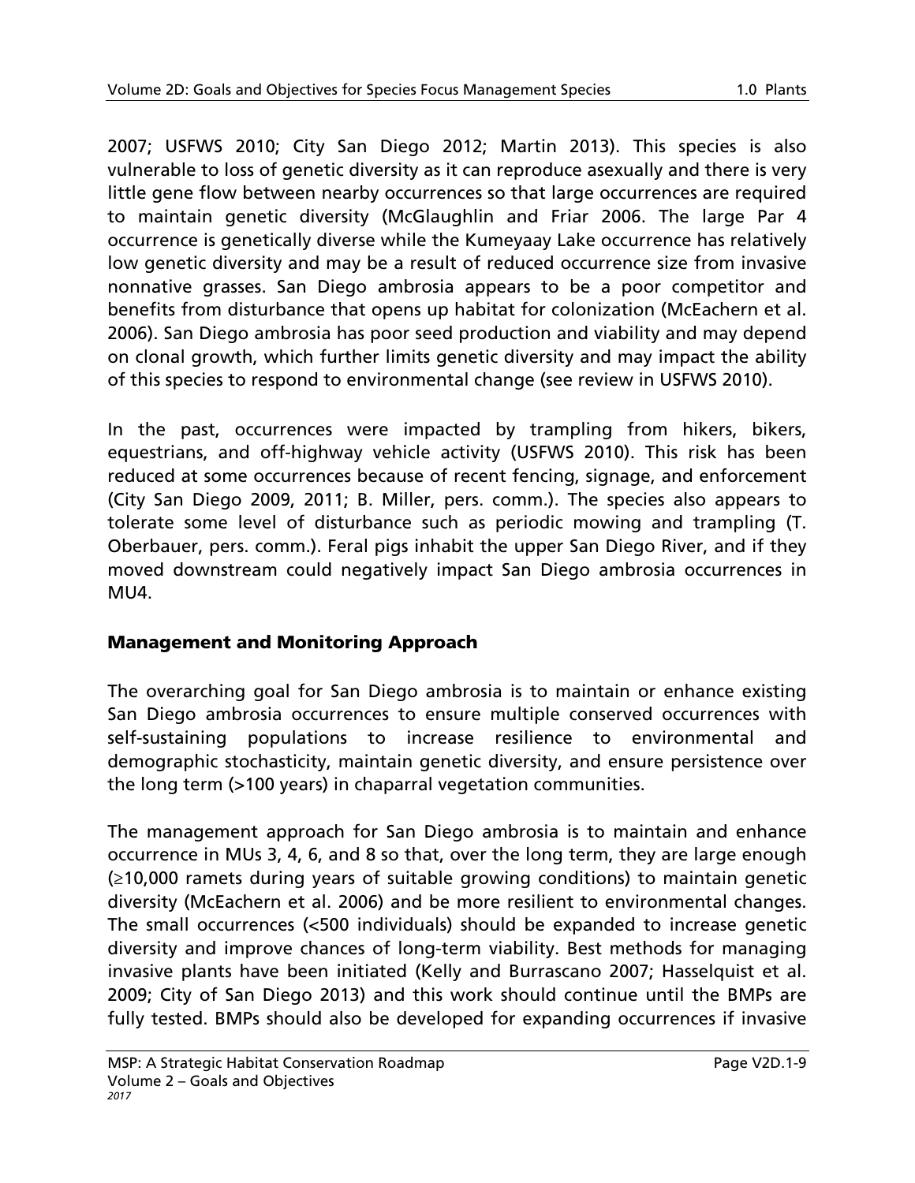2007; USFWS 2010; City San Diego 2012; Martin 2013). This species is also vulnerable to loss of genetic diversity as it can reproduce asexually and there is very little gene flow between nearby occurrences so that large occurrences are required to maintain genetic diversity (McGlaughlin and Friar 2006. The large Par 4 occurrence is genetically diverse while the Kumeyaay Lake occurrence has relatively low genetic diversity and may be a result of reduced occurrence size from invasive nonnative grasses. San Diego ambrosia appears to be a poor competitor and benefits from disturbance that opens up habitat for colonization (McEachern et al. 2006). San Diego ambrosia has poor seed production and viability and may depend on clonal growth, which further limits genetic diversity and may impact the ability of this species to respond to environmental change (see review in USFWS 2010).

In the past, occurrences were impacted by trampling from hikers, bikers, equestrians, and off-highway vehicle activity (USFWS 2010). This risk has been reduced at some occurrences because of recent fencing, signage, and enforcement (City San Diego 2009, 2011; B. Miller, pers. comm.). The species also appears to tolerate some level of disturbance such as periodic mowing and trampling (T. Oberbauer, pers. comm.). Feral pigs inhabit the upper San Diego River, and if they moved downstream could negatively impact San Diego ambrosia occurrences in MU4.

## Management and Monitoring Approach

The overarching goal for San Diego ambrosia is to maintain or enhance existing San Diego ambrosia occurrences to ensure multiple conserved occurrences with self-sustaining populations to increase resilience to environmental and demographic stochasticity, maintain genetic diversity, and ensure persistence over the long term (>100 years) in chaparral vegetation communities.

The management approach for San Diego ambrosia is to maintain and enhance occurrence in MUs 3, 4, 6, and 8 so that, over the long term, they are large enough (≥10,000 ramets during years of suitable growing conditions) to maintain genetic diversity (McEachern et al. 2006) and be more resilient to environmental changes. The small occurrences (<500 individuals) should be expanded to increase genetic diversity and improve chances of long-term viability. Best methods for managing invasive plants have been initiated (Kelly and Burrascano 2007; Hasselquist et al. 2009; City of San Diego 2013) and this work should continue until the BMPs are fully tested. BMPs should also be developed for expanding occurrences if invasive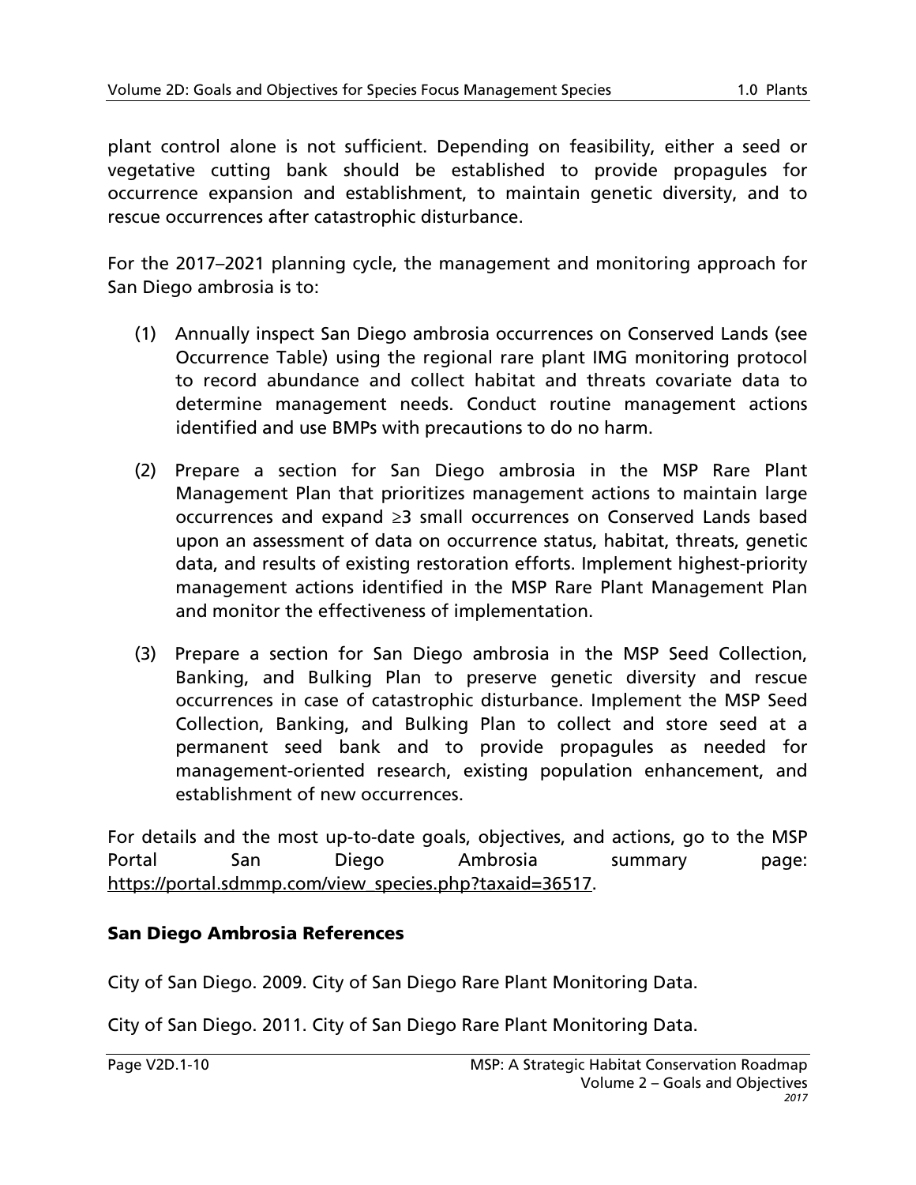plant control alone is not sufficient. Depending on feasibility, either a seed or vegetative cutting bank should be established to provide propagules for occurrence expansion and establishment, to maintain genetic diversity, and to rescue occurrences after catastrophic disturbance.

For the 2017–2021 planning cycle, the management and monitoring approach for San Diego ambrosia is to:

(1) Annually inspect San Diego ambrosia occurrences on Conserved Lands (see Occurrence Table) using the regional rare plant IMG monitoring protocol to record abundance and collect habitat and threats covariate data to determine management needs. Conduct routine management actions identified and use BMPs with precautions to do no harm.

(2) Prepare a section for San Diego ambrosia in the MSP Rare Plant Management Plan that prioritizes management actions to maintain large occurrences and expand ≥3 small occurrences on Conserved Lands based upon an assessment of data on occurrence status, habitat, threats, genetic data, and results of existing restoration efforts. Implement highest-priority management actions identified in the MSP Rare Plant Management Plan and monitor the effectiveness of implementation.

(3) Prepare a section for San Diego ambrosia in the MSP Seed Collection, Banking, and Bulking Plan to preserve genetic diversity and rescue occurrences in case of catastrophic disturbance. Implement the MSP Seed Collection, Banking, and Bulking Plan to collect and store seed at a permanent seed bank and to provide propagules as needed for management-oriented research, existing population enhancement, and establishment of new occurrences.

For details and the most up-to-date goals, objectives, and actions, go to the MSP Portal San Diego Ambrosia summary page: https://portal.sdmmp.com/view_species.php?taxaid=36517.

## San Diego Ambrosia References

City of San Diego. 2009. City of San Diego Rare Plant Monitoring Data.

City of San Diego. 2011. City of San Diego Rare Plant Monitoring Data.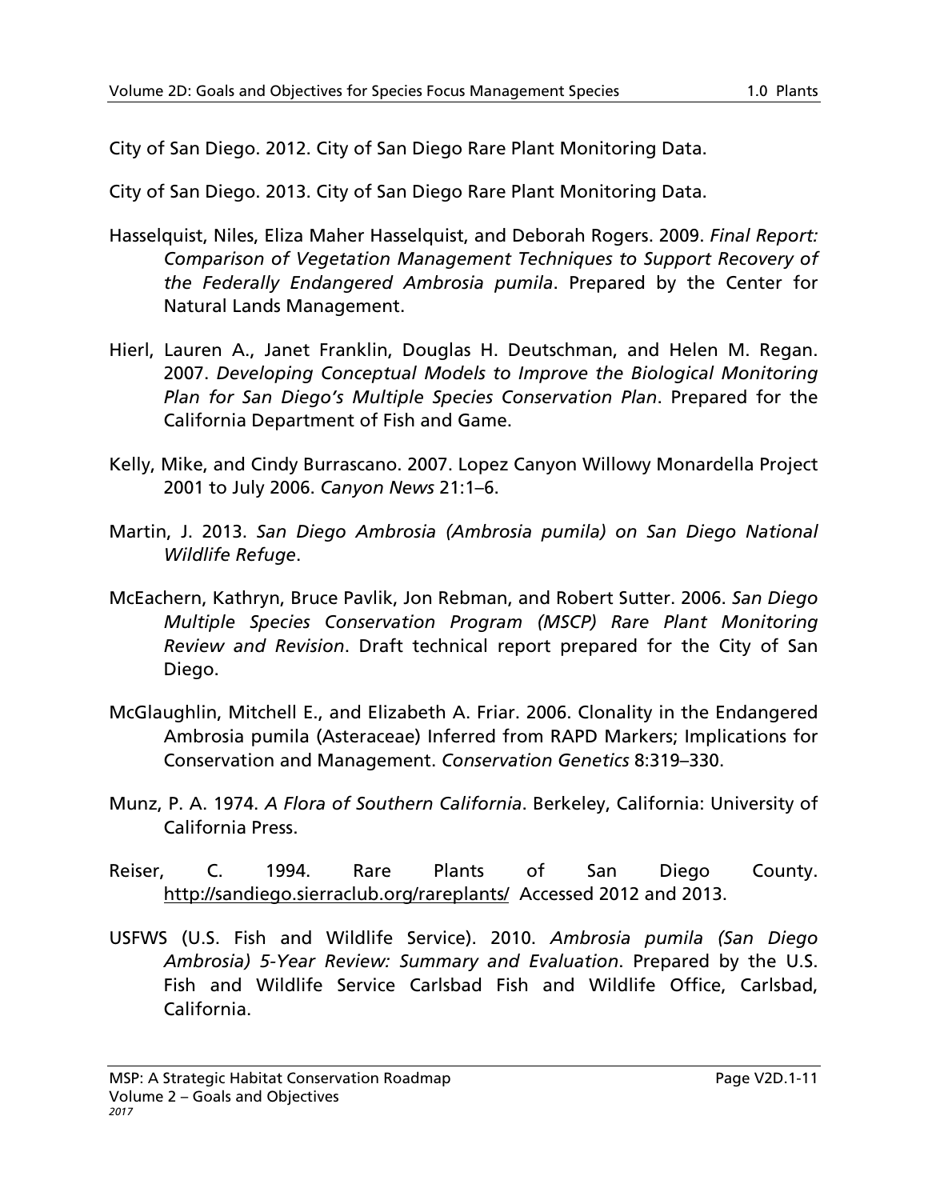City of San Diego. 2012. City of San Diego Rare Plant Monitoring Data.

City of San Diego. 2013. City of San Diego Rare Plant Monitoring Data.

Hasselquist, Niles, Eliza Maher Hasselquist, and Deborah Rogers. 2009. *Final Report: Comparison of Vegetation Management Techniques to Support Recovery of the Federally Endangered Ambrosia pumila*. Prepared by the Center for Natural Lands Management.

Hierl, Lauren A., Janet Franklin, Douglas H. Deutschman, and Helen M. Regan. 2007. *Developing Conceptual Models to Improve the Biological Monitoring Plan for San Diego's Multiple Species Conservation Plan*. Prepared for the California Department of Fish and Game.

Kelly, Mike, and Cindy Burrascano. 2007. Lopez Canyon Willowy Monardella Project 2001 to July 2006. *Canyon News* 21:1–6.

Martin, J. 2013. *San Diego Ambrosia (Ambrosia pumila) on San Diego National Wildlife Refuge*.

McEachern, Kathryn, Bruce Pavlik, Jon Rebman, and Robert Sutter. 2006. *San Diego Multiple Species Conservation Program (MSCP) Rare Plant Monitoring Review and Revision*. Draft technical report prepared for the City of San Diego.

McGlaughlin, Mitchell E., and Elizabeth A. Friar. 2006. Clonality in the Endangered Ambrosia pumila (Asteraceae) Inferred from RAPD Markers; Implications for Conservation and Management. *Conservation Genetics* 8:319–330.

Munz, P. A. 1974. *A Flora of Southern California*. Berkeley, California: University of California Press.

Reiser, C. 1994. Rare Plants of San Diego County. http://sandiego.sierraclub.org/rareplants/ Accessed 2012 and 2013.

USFWS (U.S. Fish and Wildlife Service). 2010. *Ambrosia pumila (San Diego Ambrosia) 5-Year Review: Summary and Evaluation*. Prepared by the U.S. Fish and Wildlife Service Carlsbad Fish and Wildlife Office, Carlsbad, California.